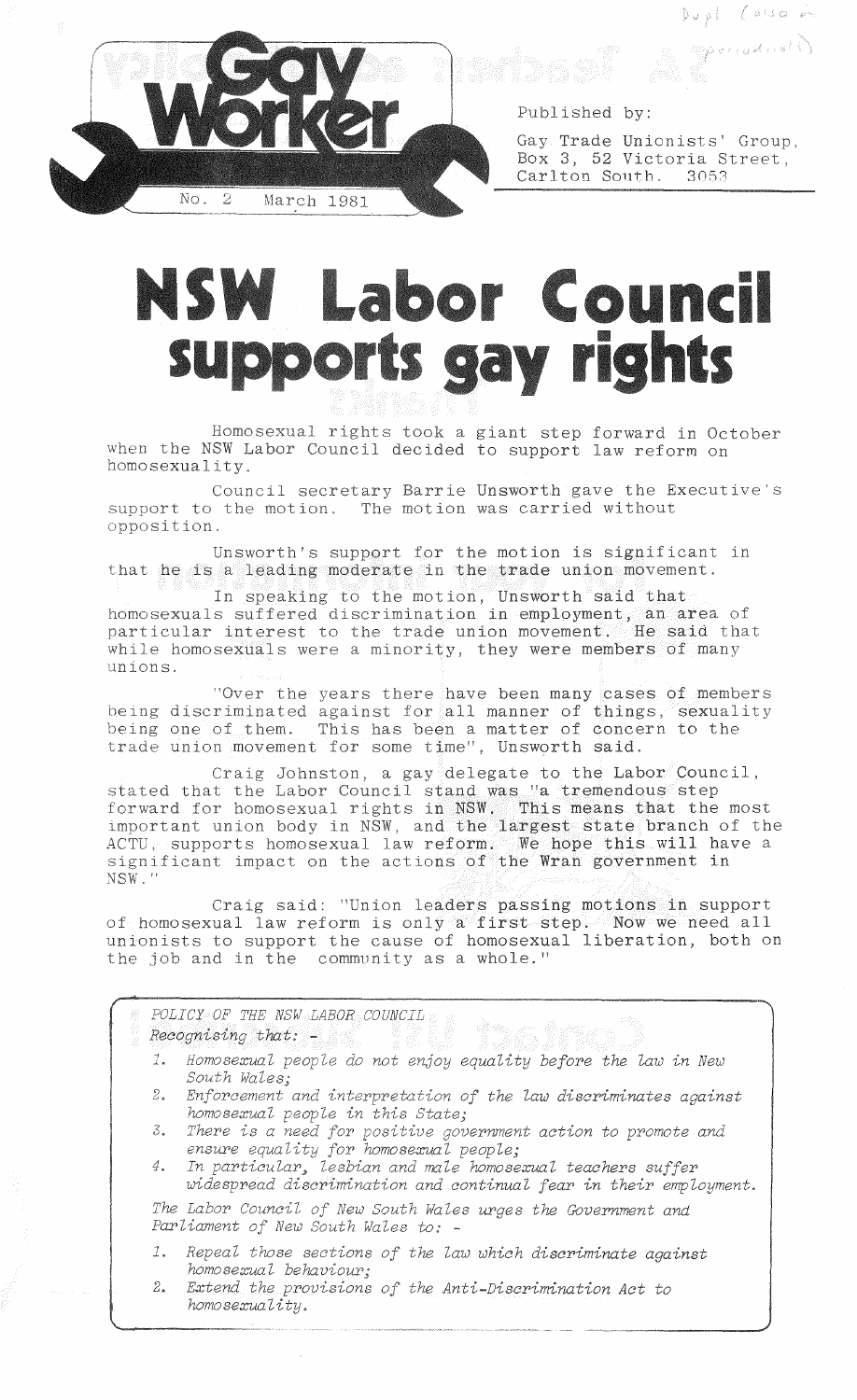# Gay Worker

No. 2 March 1981

Published by:

Gay Trade Unionists' Group,
Box 3, 52 Victoria Street,
Carlton South. 3053

# NSW Labor Council supports gay rights

Homosexual rights took a giant step forward in October when the NSW Labor Council decided to support law reform on homosexuality.

Council secretary Barrie Unsworth gave the Executive's support to the motion. The motion was carried without opposition.

Unsworth's support for the motion is significant in that he is a leading moderate in the trade union movement.

In speaking to the motion, Unsworth said that homosexuals suffered discrimination in employment, an area of particular interest to the trade union movement. He said that while homosexuals were a minority, they were members of many unions.

"Over the years there have been many cases of members being discriminated against for all manner of things, sexuality being one of them. This has been a matter of concern to the trade union movement for some time", Unsworth said.

Craig Johnston, a gay delegate to the Labor Council, stated that the Labor Council stand was "a tremendous step forward for homosexual rights in NSW. This means that the most important union body in NSW, and the largest state branch of the ACTU, supports homosexual law reform. We hope this will have a significant impact on the actions of the Wran government in NSW."

Craig said: "Union leaders passing motions in support of homosexual law reform is only a first step. Now we need all unionists to support the cause of homosexual liberation, both on the job and in the community as a whole."

*POLICY OF THE NSW LABOR COUNCIL*

*Recognising that: -*

1. *Homosexual people do not enjoy equality before the law in New South Wales;*
2. *Enforcement and interpretation of the law discriminates against homosexual people in this State;*
3. *There is a need for positive government action to promote and ensure equality for homosexual people;*
4. *In particular, lesbian and male homosexual teachers suffer widespread discrimination and continual fear in their employment.*

*The Labor Council of New South Wales urges the Government and Parliament of New South Wales to: -*

1. *Repeal those sections of the law which discriminate against homosexual behaviour;*
2. *Extend the provisions of the Anti-Discrimination Act to homosexuality.*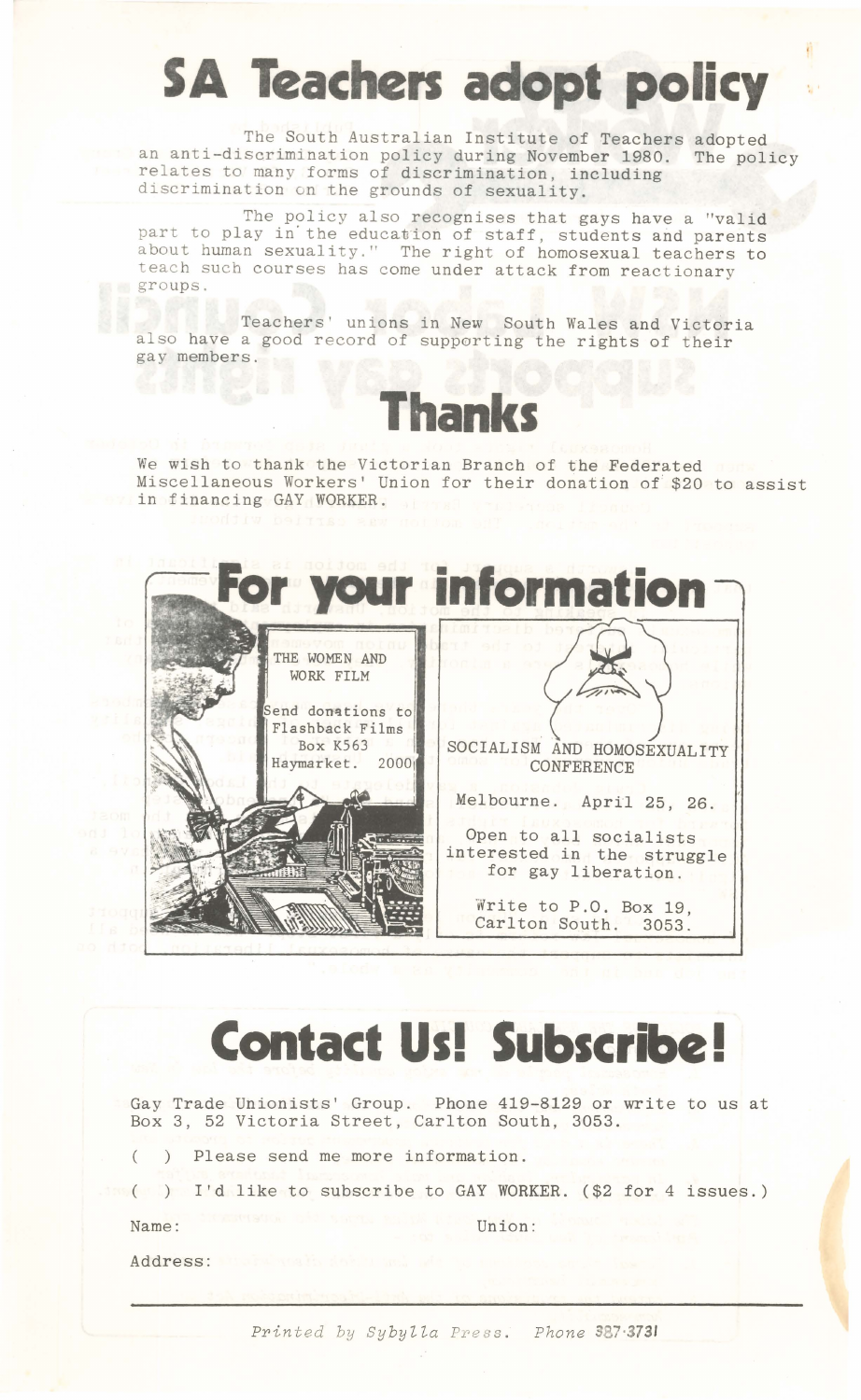# SA Teachers adopt policy

The South Australian Institute of Teachers adopted an anti-discrimination policy during November 1980. The policy relates to many forms of discrimination, including discrimination on the grounds of sexuality.

The policy also recognises that gays have a "valid part to play in the education of staff, students and parents about human sexuality." The right of homosexual teachers to teach such courses has come under attack from reactionary groups.

Teachers' unions in New South Wales and Victoria also have a good record of supporting the rights of their gay members.

# Thanks

We wish to thank the Victorian Branch of the Federated Miscellaneous Workers' Union for their donation of $20 to assist in financing GAY WORKER.

# For your information

THE WOMEN AND WORK FILM

Send donations to
Flashback Films
Box K563
Haymarket. 2000

SOCIALISM AND HOMOSEXUALITY CONFERENCE

Melbourne. April 25, 26.

Open to all socialists interested in the struggle for gay liberation.

Write to P.O. Box 19,
Carlton South. 3053.

# Contact Us! Subscribe!

Gay Trade Unionists' Group. Phone 419-8129 or write to us at Box 3, 52 Victoria Street, Carlton South, 3053.

( ) Please send me more information.

( ) I'd like to subscribe to GAY WORKER. ($2 for 4 issues.)

Name: Union:

Address:

*Printed by Sybylla Press. Phone 387-3731*